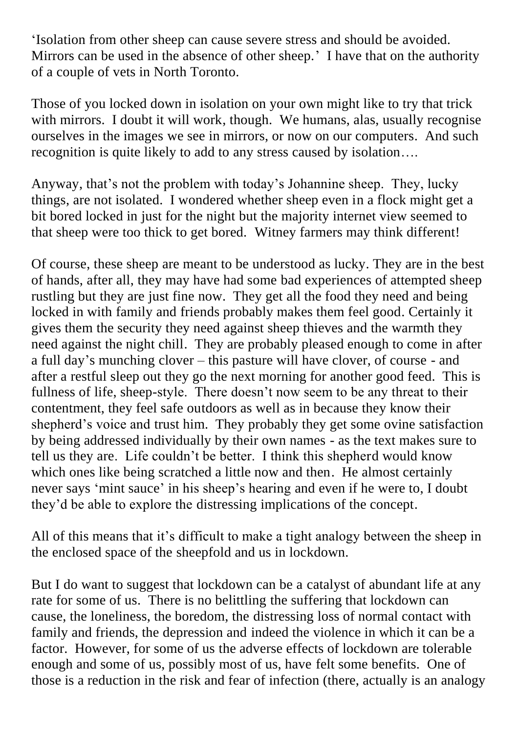'Isolation from other sheep can cause severe stress and should be avoided. Mirrors can be used in the absence of other sheep.' I have that on the authority of a couple of vets in North Toronto.

Those of you locked down in isolation on your own might like to try that trick with mirrors. I doubt it will work, though. We humans, alas, usually recognise ourselves in the images we see in mirrors, or now on our computers. And such recognition is quite likely to add to any stress caused by isolation….

Anyway, that's not the problem with today's Johannine sheep. They, lucky things, are not isolated. I wondered whether sheep even in a flock might get a bit bored locked in just for the night but the majority internet view seemed to that sheep were too thick to get bored. Witney farmers may think different!

Of course, these sheep are meant to be understood as lucky. They are in the best of hands, after all, they may have had some bad experiences of attempted sheep rustling but they are just fine now. They get all the food they need and being locked in with family and friends probably makes them feel good. Certainly it gives them the security they need against sheep thieves and the warmth they need against the night chill. They are probably pleased enough to come in after a full day's munching clover – this pasture will have clover, of course - and after a restful sleep out they go the next morning for another good feed. This is fullness of life, sheep-style. There doesn't now seem to be any threat to their contentment, they feel safe outdoors as well as in because they know their shepherd's voice and trust him. They probably they get some ovine satisfaction by being addressed individually by their own names - as the text makes sure to tell us they are. Life couldn't be better. I think this shepherd would know which ones like being scratched a little now and then. He almost certainly never says 'mint sauce' in his sheep's hearing and even if he were to, I doubt they'd be able to explore the distressing implications of the concept.

All of this means that it's difficult to make a tight analogy between the sheep in the enclosed space of the sheepfold and us in lockdown.

But I do want to suggest that lockdown can be a catalyst of abundant life at any rate for some of us. There is no belittling the suffering that lockdown can cause, the loneliness, the boredom, the distressing loss of normal contact with family and friends, the depression and indeed the violence in which it can be a factor. However, for some of us the adverse effects of lockdown are tolerable enough and some of us, possibly most of us, have felt some benefits. One of those is a reduction in the risk and fear of infection (there, actually is an analogy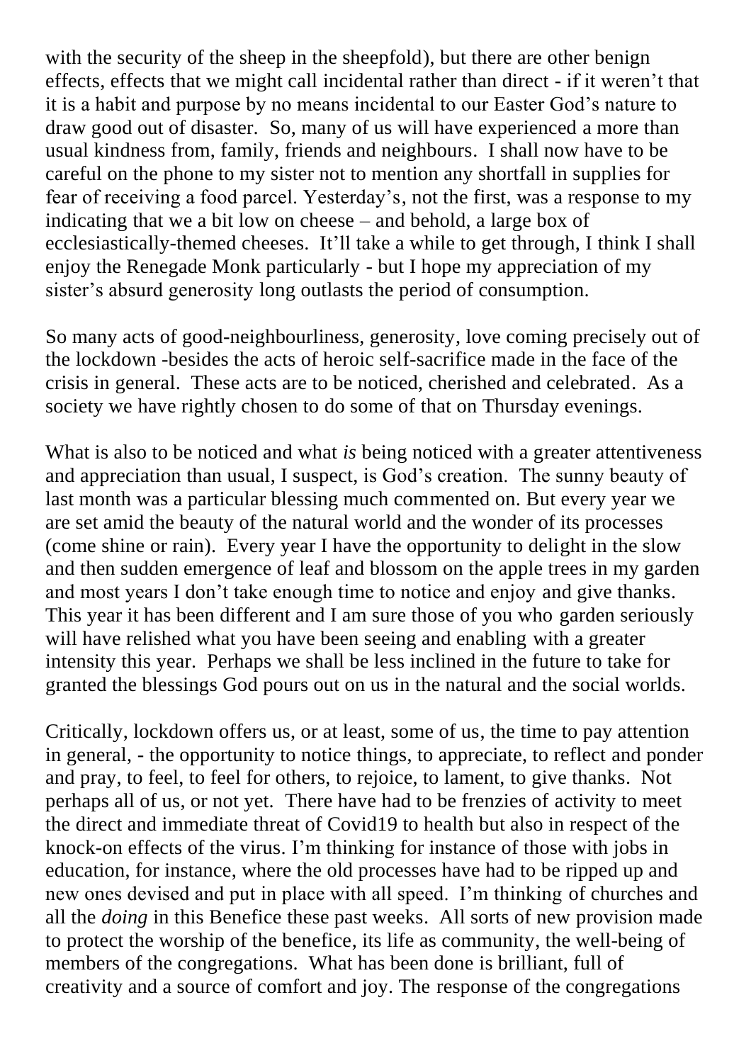with the security of the sheep in the sheepfold), but there are other benign effects, effects that we might call incidental rather than direct - if it weren't that it is a habit and purpose by no means incidental to our Easter God's nature to draw good out of disaster. So, many of us will have experienced a more than usual kindness from, family, friends and neighbours. I shall now have to be careful on the phone to my sister not to mention any shortfall in supplies for fear of receiving a food parcel. Yesterday's, not the first, was a response to my indicating that we a bit low on cheese – and behold, a large box of ecclesiastically-themed cheeses. It'll take a while to get through, I think I shall enjoy the Renegade Monk particularly - but I hope my appreciation of my sister's absurd generosity long outlasts the period of consumption.

So many acts of good-neighbourliness, generosity, love coming precisely out of the lockdown -besides the acts of heroic self-sacrifice made in the face of the crisis in general. These acts are to be noticed, cherished and celebrated. As a society we have rightly chosen to do some of that on Thursday evenings.

What is also to be noticed and what *is* being noticed with a greater attentiveness and appreciation than usual, I suspect, is God's creation. The sunny beauty of last month was a particular blessing much commented on. But every year we are set amid the beauty of the natural world and the wonder of its processes (come shine or rain). Every year I have the opportunity to delight in the slow and then sudden emergence of leaf and blossom on the apple trees in my garden and most years I don't take enough time to notice and enjoy and give thanks. This year it has been different and I am sure those of you who garden seriously will have relished what you have been seeing and enabling with a greater intensity this year. Perhaps we shall be less inclined in the future to take for granted the blessings God pours out on us in the natural and the social worlds.

Critically, lockdown offers us, or at least, some of us, the time to pay attention in general, - the opportunity to notice things, to appreciate, to reflect and ponder and pray, to feel, to feel for others, to rejoice, to lament, to give thanks. Not perhaps all of us, or not yet. There have had to be frenzies of activity to meet the direct and immediate threat of Covid19 to health but also in respect of the knock-on effects of the virus. I'm thinking for instance of those with jobs in education, for instance, where the old processes have had to be ripped up and new ones devised and put in place with all speed. I'm thinking of churches and all the *doing* in this Benefice these past weeks. All sorts of new provision made to protect the worship of the benefice, its life as community, the well-being of members of the congregations. What has been done is brilliant, full of creativity and a source of comfort and joy. The response of the congregations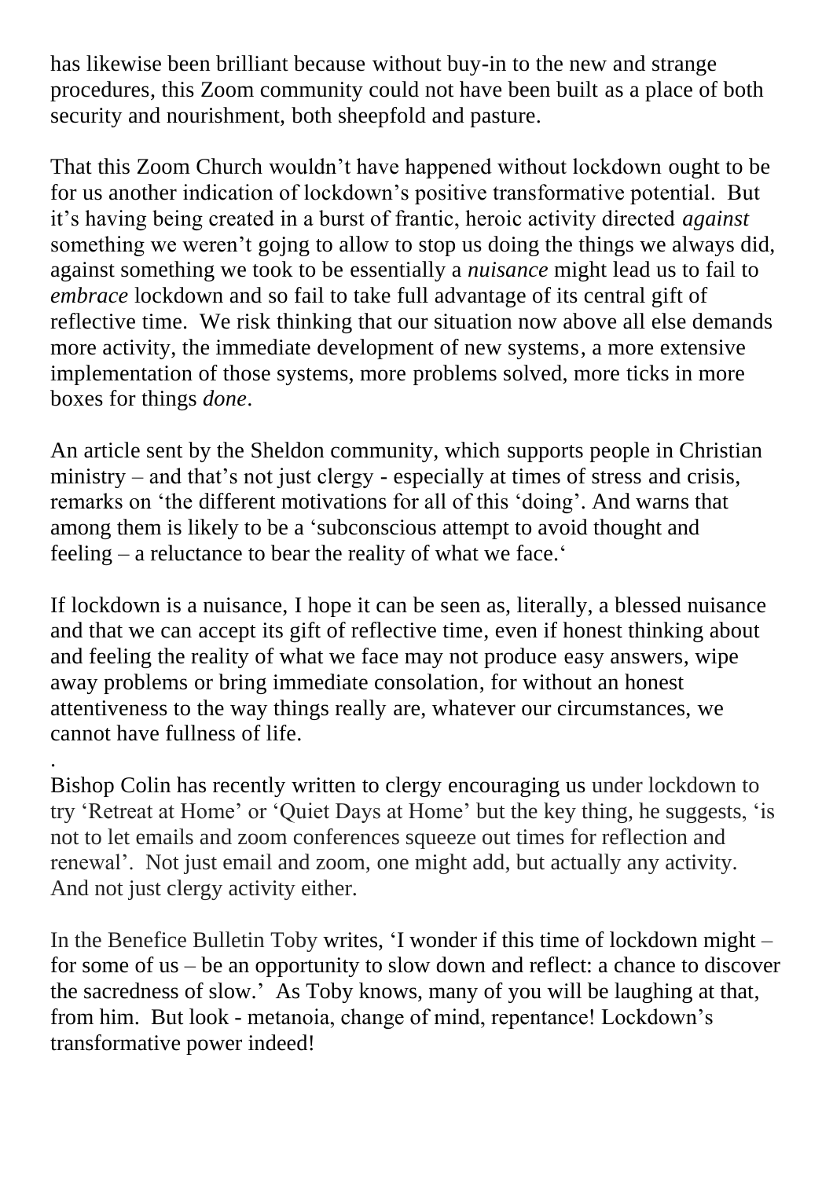has likewise been brilliant because without buy-in to the new and strange procedures, this Zoom community could not have been built as a place of both security and nourishment, both sheepfold and pasture.

That this Zoom Church wouldn't have happened without lockdown ought to be for us another indication of lockdown's positive transformative potential. But it's having being created in a burst of frantic, heroic activity directed *against* something we weren't gojng to allow to stop us doing the things we always did, against something we took to be essentially a *nuisance* might lead us to fail to *embrace* lockdown and so fail to take full advantage of its central gift of reflective time. We risk thinking that our situation now above all else demands more activity, the immediate development of new systems, a more extensive implementation of those systems, more problems solved, more ticks in more boxes for things *done*.

An article sent by the Sheldon community, which supports people in Christian ministry – and that's not just clergy - especially at times of stress and crisis, remarks on 'the different motivations for all of this 'doing'. And warns that among them is likely to be a 'subconscious attempt to avoid thought and feeling – a reluctance to bear the reality of what we face.'

If lockdown is a nuisance, I hope it can be seen as, literally, a blessed nuisance and that we can accept its gift of reflective time, even if honest thinking about and feeling the reality of what we face may not produce easy answers, wipe away problems or bring immediate consolation, for without an honest attentiveness to the way things really are, whatever our circumstances, we cannot have fullness of life.

.
Bishop Colin has recently written to clergy encouraging us under lockdown to try 'Retreat at Home' or 'Quiet Days at Home' but the key thing, he suggests, 'is not to let emails and zoom conferences squeeze out times for reflection and renewal'. Not just email and zoom, one might add, but actually any activity. And not just clergy activity either.

In the Benefice Bulletin Toby writes, 'I wonder if this time of lockdown might – for some of us – be an opportunity to slow down and reflect: a chance to discover the sacredness of slow.' As Toby knows, many of you will be laughing at that, from him. But look - metanoia, change of mind, repentance! Lockdown's transformative power indeed!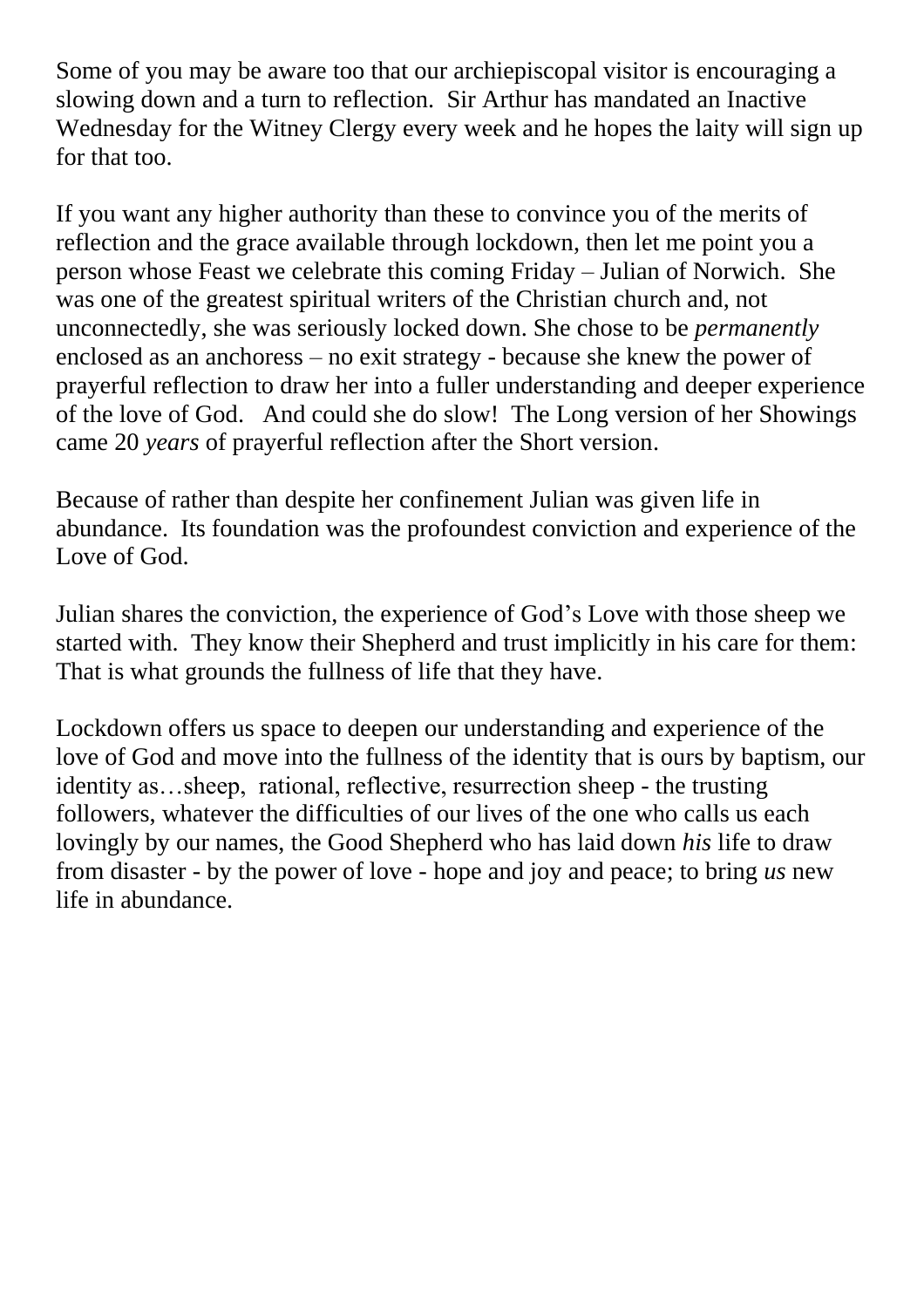Some of you may be aware too that our archiepiscopal visitor is encouraging a slowing down and a turn to reflection. Sir Arthur has mandated an Inactive Wednesday for the Witney Clergy every week and he hopes the laity will sign up for that too.

If you want any higher authority than these to convince you of the merits of reflection and the grace available through lockdown, then let me point you a person whose Feast we celebrate this coming Friday – Julian of Norwich. She was one of the greatest spiritual writers of the Christian church and, not unconnectedly, she was seriously locked down. She chose to be *permanently* enclosed as an anchoress – no exit strategy - because she knew the power of prayerful reflection to draw her into a fuller understanding and deeper experience of the love of God. And could she do slow! The Long version of her Showings came 20 *years* of prayerful reflection after the Short version.

Because of rather than despite her confinement Julian was given life in abundance. Its foundation was the profoundest conviction and experience of the Love of God.

Julian shares the conviction, the experience of God's Love with those sheep we started with. They know their Shepherd and trust implicitly in his care for them: That is what grounds the fullness of life that they have.

Lockdown offers us space to deepen our understanding and experience of the love of God and move into the fullness of the identity that is ours by baptism, our identity as…sheep, rational, reflective, resurrection sheep - the trusting followers, whatever the difficulties of our lives of the one who calls us each lovingly by our names, the Good Shepherd who has laid down *his* life to draw from disaster - by the power of love - hope and joy and peace; to bring *us* new life in abundance.